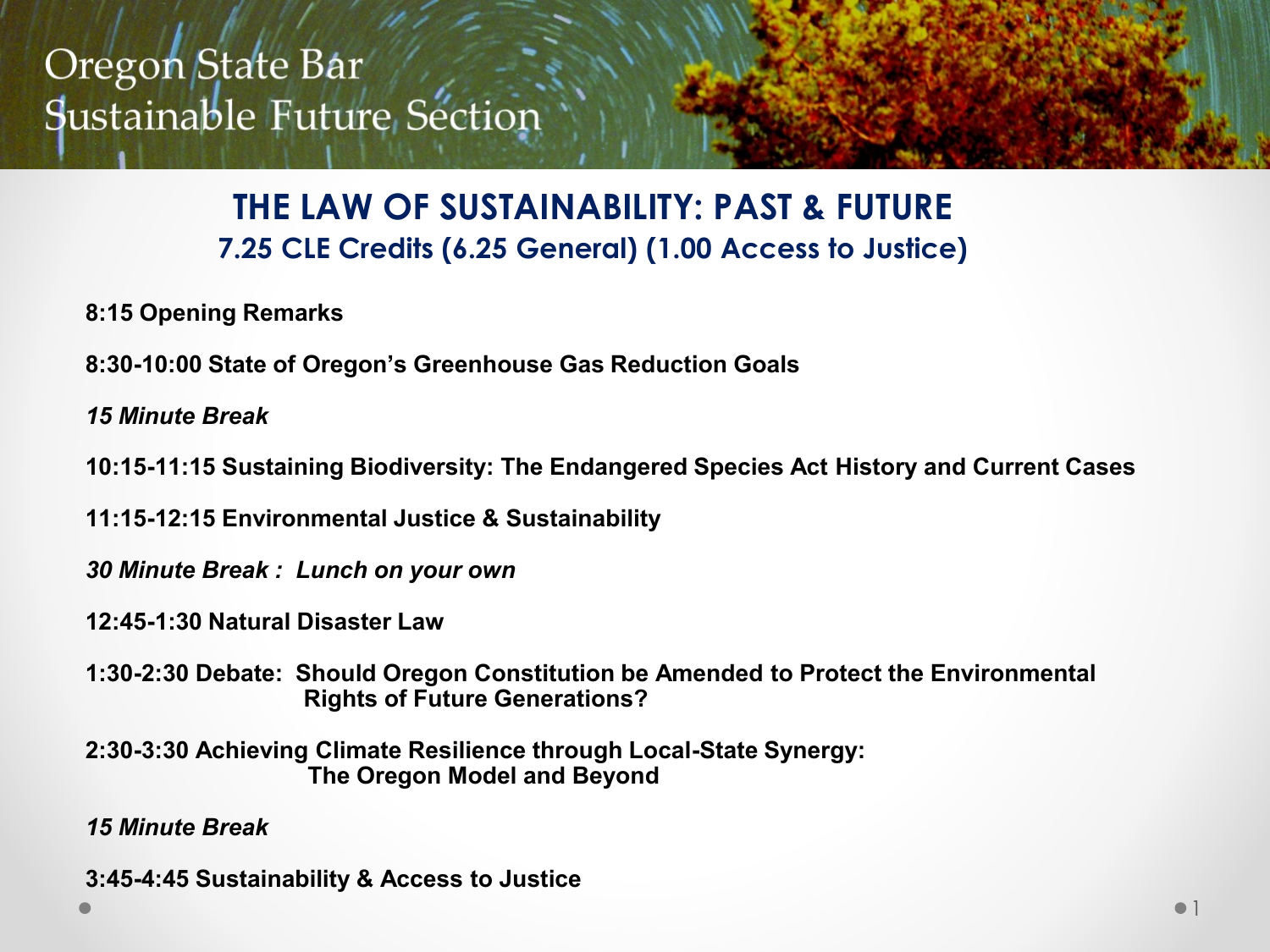Oregon State Bar
Sustainable Future Section

# THE LAW OF SUSTAINABILITY: PAST & FUTURE

## 7.25 CLE Credits (6.25 General) (1.00 Access to Justice)

**8:15 Opening Remarks**

**8:30-10:00 State of Oregon's Greenhouse Gas Reduction Goals**

***15 Minute Break***

**10:15-11:15 Sustaining Biodiversity: The Endangered Species Act History and Current Cases**

**11:15-12:15 Environmental Justice & Sustainability**

***30 Minute Break : Lunch on your own***

**12:45-1:30 Natural Disaster Law**

**1:30-2:30 Debate: Should Oregon Constitution be Amended to Protect the Environmental Rights of Future Generations?**

**2:30-3:30 Achieving Climate Resilience through Local-State Synergy: The Oregon Model and Beyond**

***15 Minute Break***

**3:45-4:45 Sustainability & Access to Justice**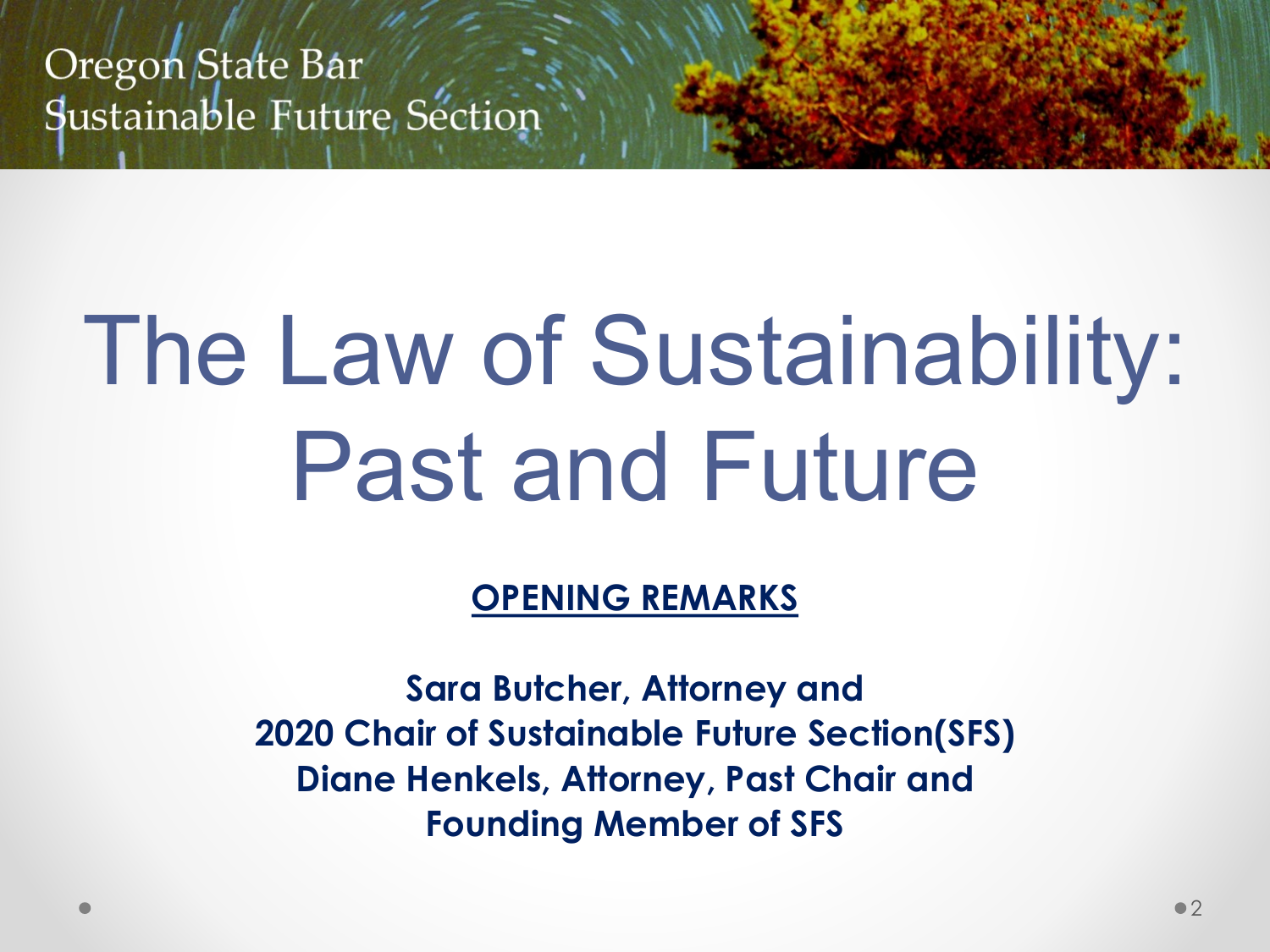Oregon State Bar
Sustainable Future Section

# The Law of Sustainability: Past and Future

**OPENING REMARKS**

**Sara Butcher, Attorney and**
**2020 Chair of Sustainable Future Section(SFS)**
**Diane Henkels, Attorney, Past Chair and**
**Founding Member of SFS**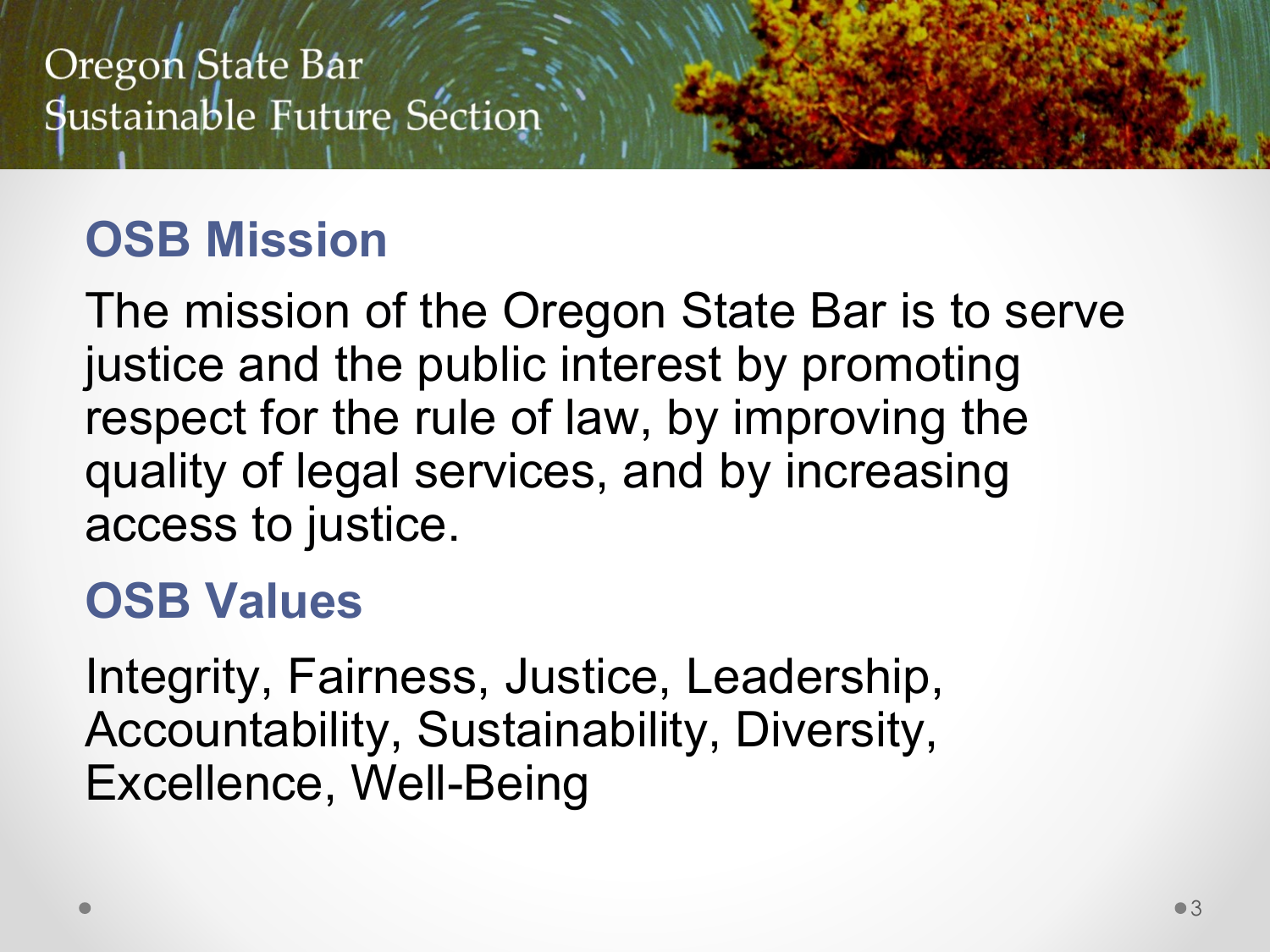## OSB Mission

The mission of the Oregon State Bar is to serve justice and the public interest by promoting respect for the rule of law, by improving the quality of legal services, and by increasing access to justice.

## OSB Values

Integrity, Fairness, Justice, Leadership, Accountability, Sustainability, Diversity, Excellence, Well-Being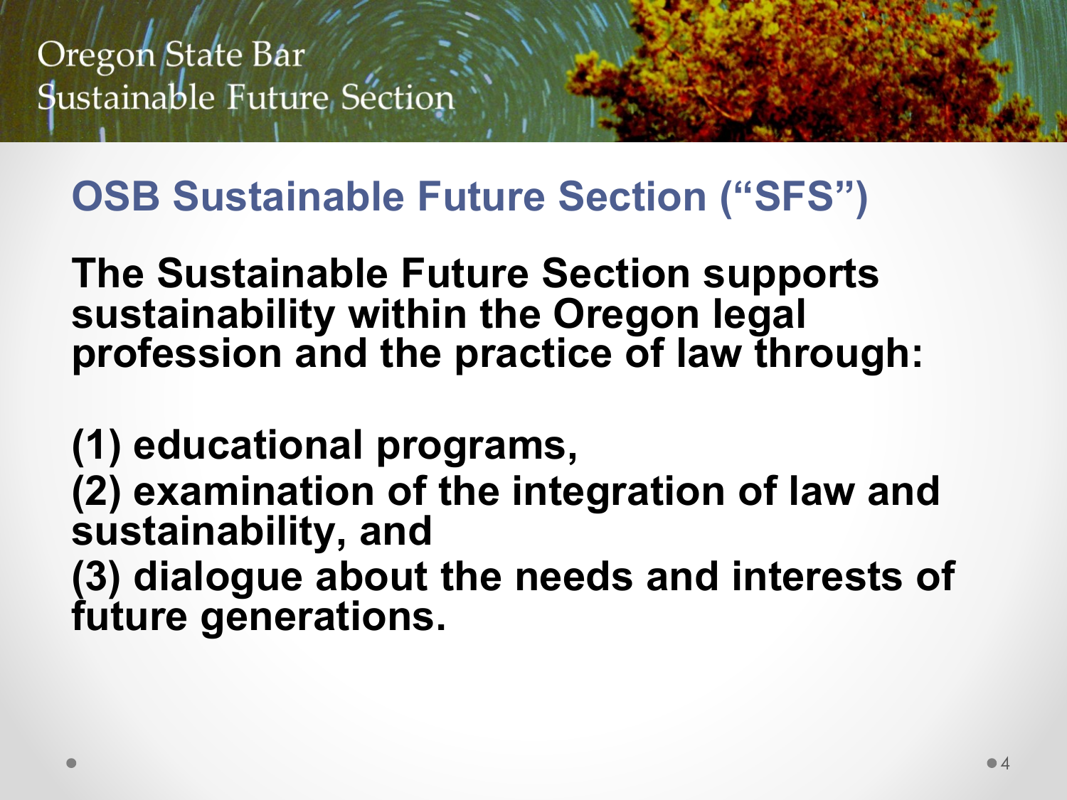## OSB Sustainable Future Section ("SFS")

**The Sustainable Future Section supports sustainability within the Oregon legal profession and the practice of law through:**

**(1) educational programs,**
**(2) examination of the integration of law and sustainability, and**
**(3) dialogue about the needs and interests of future generations.**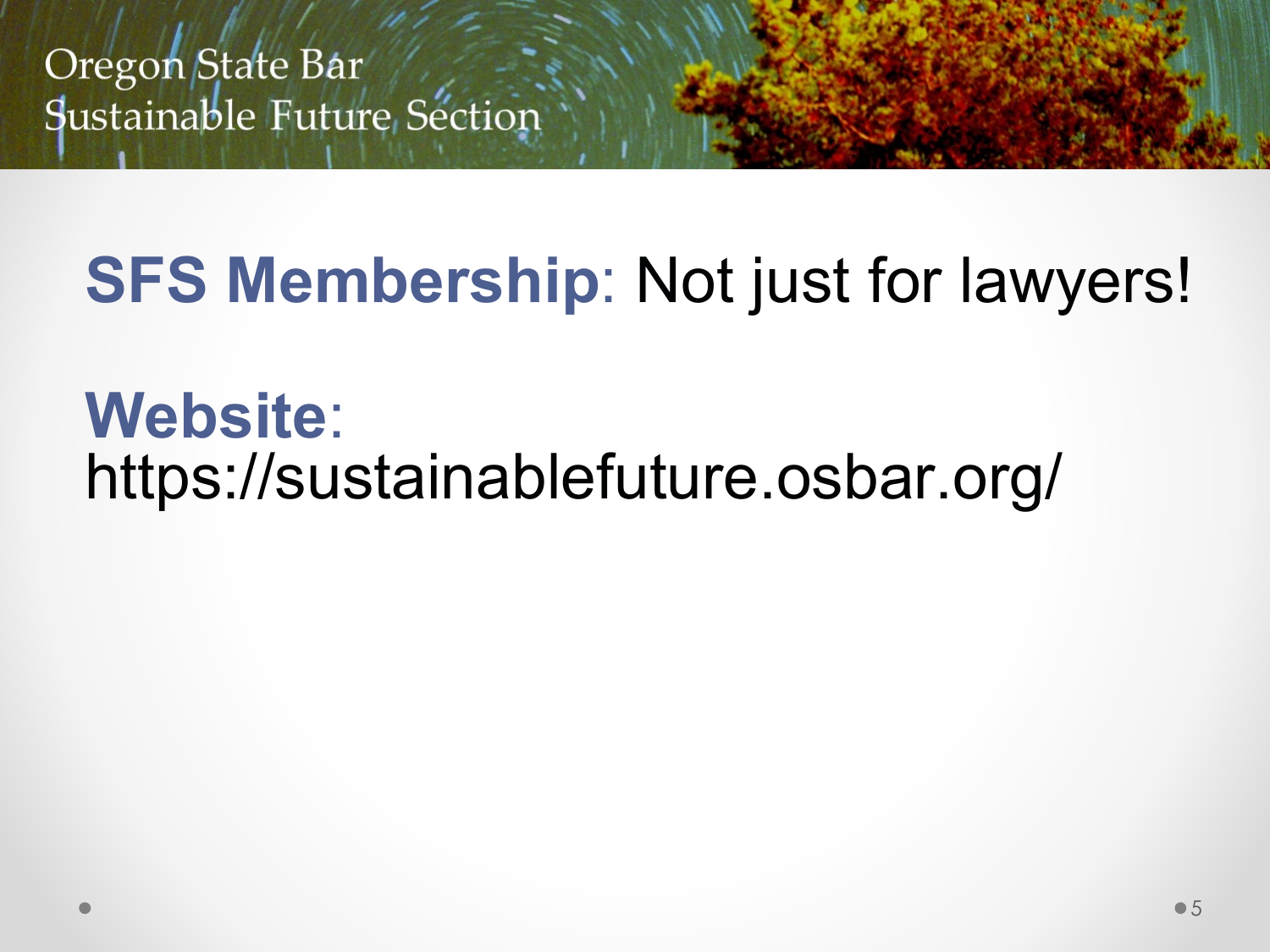**SFS Membership**: Not just for lawyers!

**Website**:
https://sustainablefuture.osbar.org/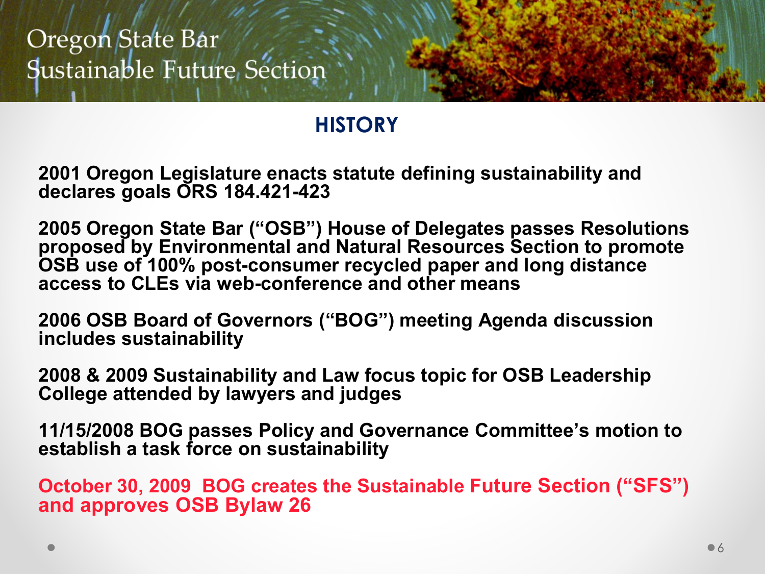# HISTORY

**2001 Oregon Legislature enacts statute defining sustainability and declares goals ORS 184.421-423**

**2005 Oregon State Bar ("OSB") House of Delegates passes Resolutions proposed by Environmental and Natural Resources Section to promote OSB use of 100% post-consumer recycled paper and long distance access to CLEs via web-conference and other means**

**2006 OSB Board of Governors ("BOG") meeting Agenda discussion includes sustainability**

**2008 & 2009 Sustainability and Law focus topic for OSB Leadership College attended by lawyers and judges**

**11/15/2008 BOG passes Policy and Governance Committee's motion to establish a task force on sustainability**

**October 30, 2009 BOG creates the Sustainable Future Section ("SFS") and approves OSB Bylaw 26**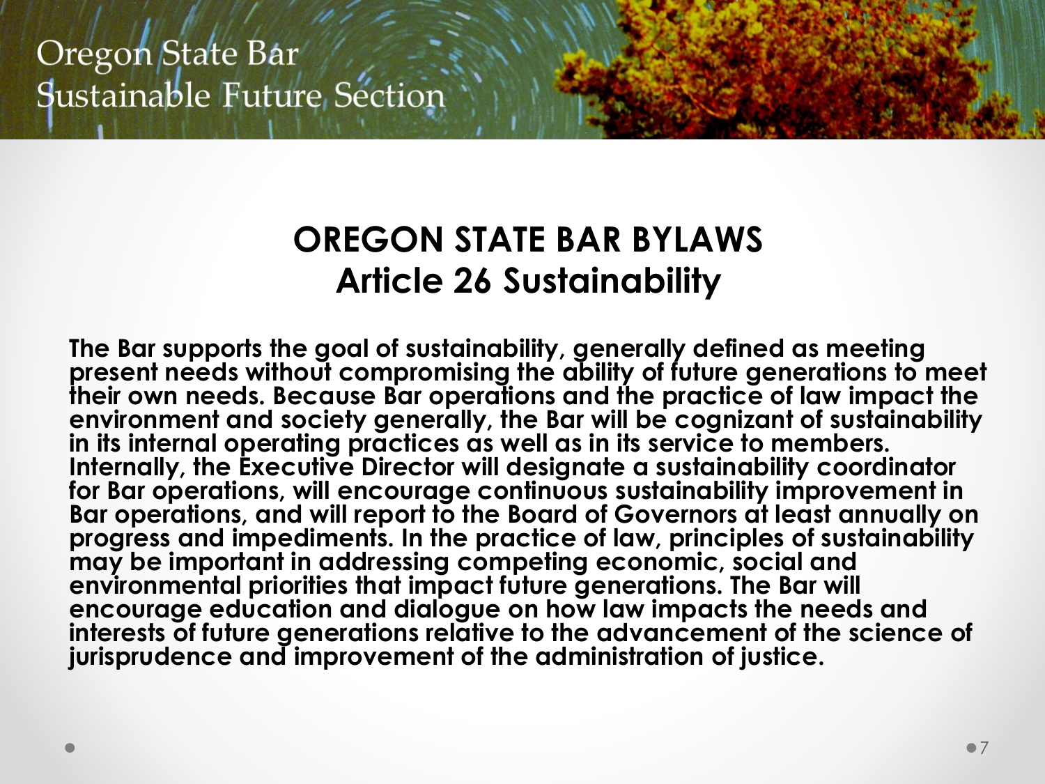# OREGON STATE BAR BYLAWS
## Article 26 Sustainability

**The Bar supports the goal of sustainability, generally defined as meeting present needs without compromising the ability of future generations to meet their own needs. Because Bar operations and the practice of law impact the environment and society generally, the Bar will be cognizant of sustainability in its internal operating practices as well as in its service to members. Internally, the Executive Director will designate a sustainability coordinator for Bar operations, will encourage continuous sustainability improvement in Bar operations, and will report to the Board of Governors at least annually on progress and impediments. In the practice of law, principles of sustainability may be important in addressing competing economic, social and environmental priorities that impact future generations. The Bar will encourage education and dialogue on how law impacts the needs and interests of future generations relative to the advancement of the science of jurisprudence and improvement of the administration of justice.**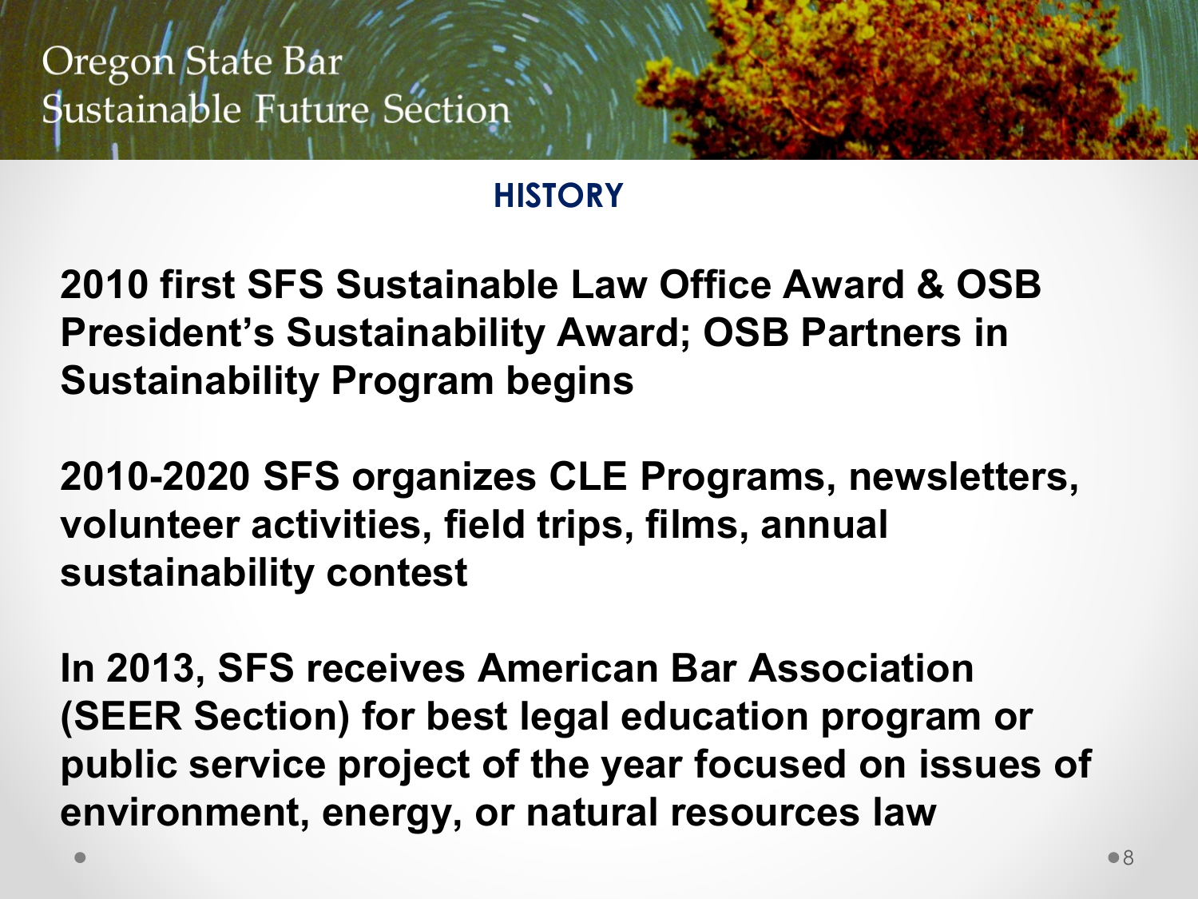## HISTORY

**2010 first SFS Sustainable Law Office Award & OSB President's Sustainability Award; OSB Partners in Sustainability Program begins**

**2010-2020 SFS organizes CLE Programs, newsletters, volunteer activities, field trips, films, annual sustainability contest**

**In 2013, SFS receives American Bar Association (SEER Section) for best legal education program or public service project of the year focused on issues of environment, energy, or natural resources law**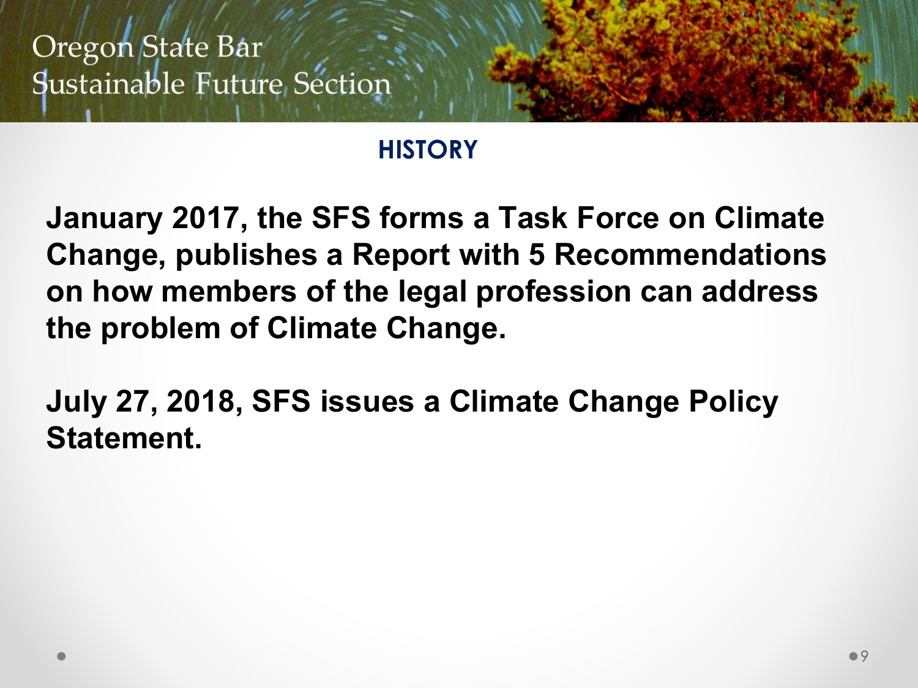## HISTORY

**January 2017, the SFS forms a Task Force on Climate Change, publishes a Report with 5 Recommendations on how members of the legal profession can address the problem of Climate Change.**

**July 27, 2018, SFS issues a Climate Change Policy Statement.**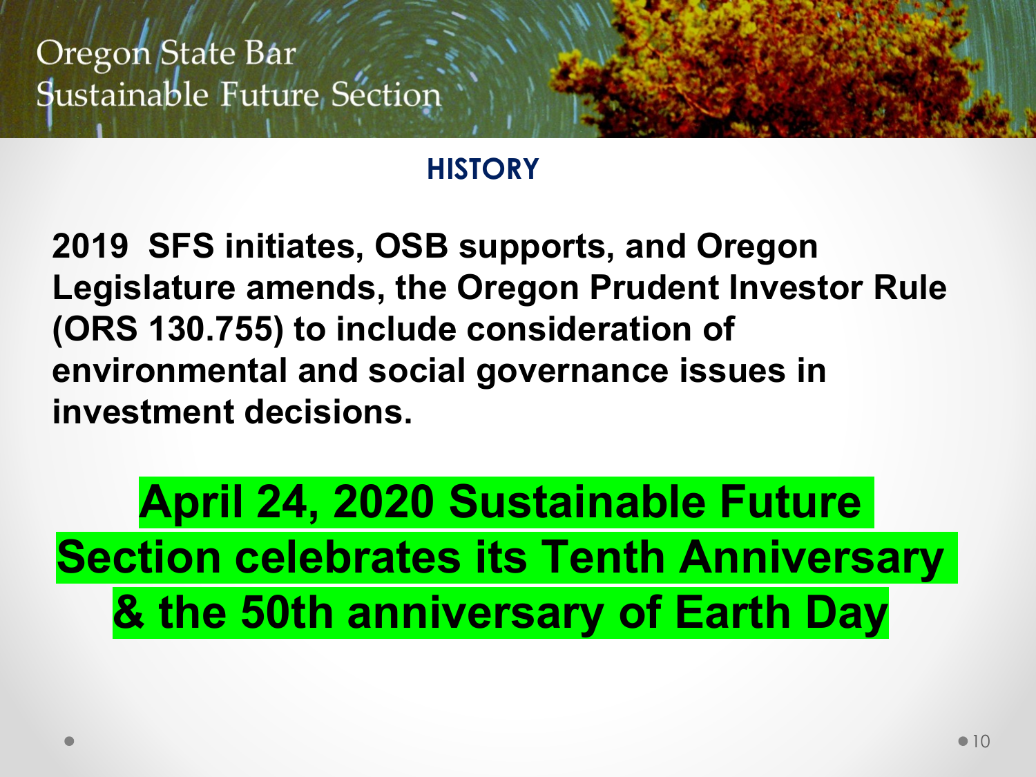Oregon State Bar
Sustainable Future Section

## HISTORY

**2019 SFS initiates, OSB supports, and Oregon Legislature amends, the Oregon Prudent Investor Rule (ORS 130.755) to include consideration of environmental and social governance issues in investment decisions.**

**April 24, 2020 Sustainable Future Section celebrates its Tenth Anniversary & the 50th anniversary of Earth Day**